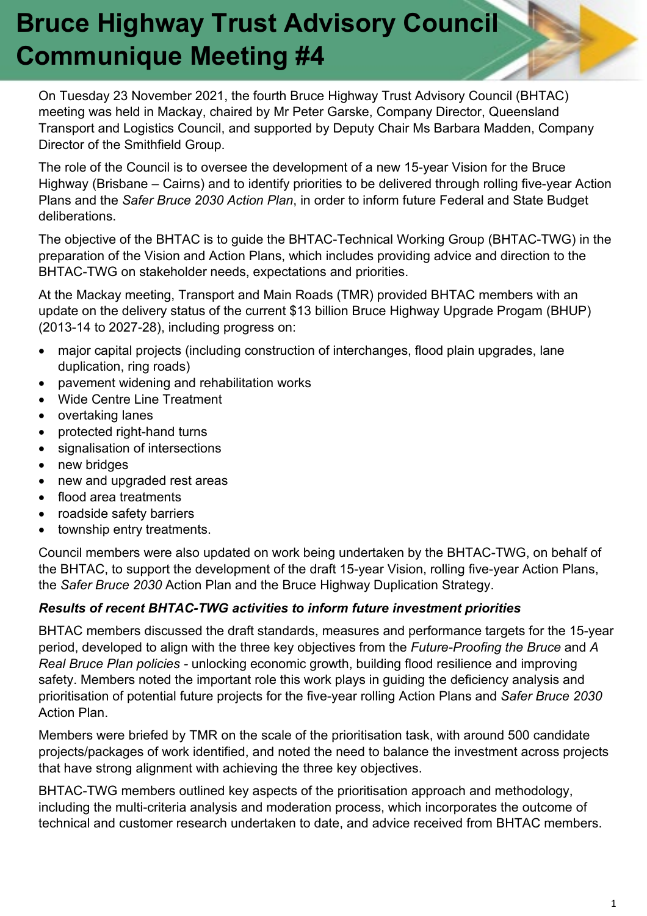# Bruce Highway Trust Advisory Council Communique Meeting #4

On Tuesday 23 November 2021, the fourth Bruce Highway Trust Advisory Council (BHTAC) meeting was held in Mackay, chaired by Mr Peter Garske, Company Director, Queensland Transport and Logistics Council, and supported by Deputy Chair Ms Barbara Madden, Company Director of the Smithfield Group.

The role of the Council is to oversee the development of a new 15-year Vision for the Bruce Highway (Brisbane – Cairns) and to identify priorities to be delivered through rolling five-year Action Plans and the *Safer Bruce 2030 Action Plan*, in order to inform future Federal and State Budget deliberations.

The objective of the BHTAC is to guide the BHTAC-Technical Working Group (BHTAC-TWG) in the preparation of the Vision and Action Plans, which includes providing advice and direction to the BHTAC-TWG on stakeholder needs, expectations and priorities.

At the Mackay meeting, Transport and Main Roads (TMR) provided BHTAC members with an update on the delivery status of the current $13 billion Bruce Highway Upgrade Progam (BHUP) (2013-14 to 2027-28), including progress on:

- major capital projects (including construction of interchanges, flood plain upgrades, lane duplication, ring roads)
- pavement widening and rehabilitation works
- Wide Centre Line Treatment
- overtaking lanes
- protected right-hand turns
- signalisation of intersections
- new bridges
- new and upgraded rest areas
- flood area treatments
- roadside safety barriers
- township entry treatments.

Council members were also updated on work being undertaken by the BHTAC-TWG, on behalf of the BHTAC, to support the development of the draft 15-year Vision, rolling five-year Action Plans, the *Safer Bruce 2030* Action Plan and the Bruce Highway Duplication Strategy.

***Results of recent BHTAC-TWG activities to inform future investment priorities***

BHTAC members discussed the draft standards, measures and performance targets for the 15-year period, developed to align with the three key objectives from the *Future-Proofing the Bruce* and *A Real Bruce Plan policies* - unlocking economic growth, building flood resilience and improving safety. Members noted the important role this work plays in guiding the deficiency analysis and prioritisation of potential future projects for the five-year rolling Action Plans and *Safer Bruce 2030* Action Plan.

Members were briefed by TMR on the scale of the prioritisation task, with around 500 candidate projects/packages of work identified, and noted the need to balance the investment across projects that have strong alignment with achieving the three key objectives.

BHTAC-TWG members outlined key aspects of the prioritisation approach and methodology, including the multi-criteria analysis and moderation process, which incorporates the outcome of technical and customer research undertaken to date, and advice received from BHTAC members.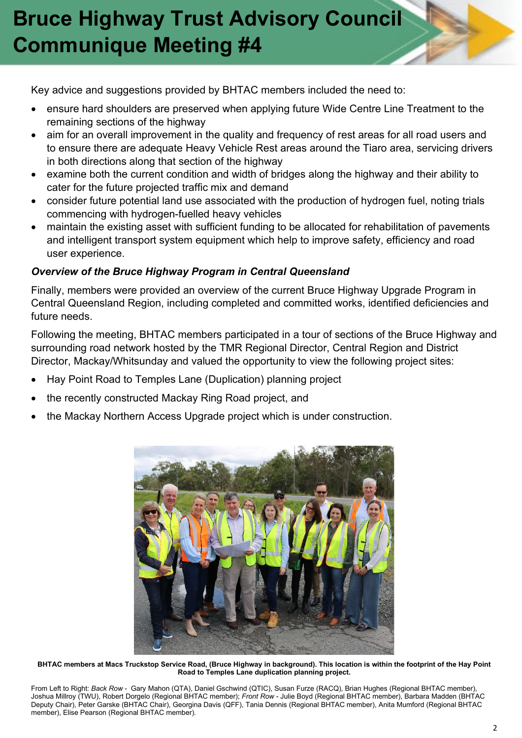# Bruce Highway Trust Advisory Council Communique Meeting #4

Key advice and suggestions provided by BHTAC members included the need to:

- ensure hard shoulders are preserved when applying future Wide Centre Line Treatment to the remaining sections of the highway
- aim for an overall improvement in the quality and frequency of rest areas for all road users and to ensure there are adequate Heavy Vehicle Rest areas around the Tiaro area, servicing drivers in both directions along that section of the highway
- examine both the current condition and width of bridges along the highway and their ability to cater for the future projected traffic mix and demand
- consider future potential land use associated with the production of hydrogen fuel, noting trials commencing with hydrogen-fuelled heavy vehicles
- maintain the existing asset with sufficient funding to be allocated for rehabilitation of pavements and intelligent transport system equipment which help to improve safety, efficiency and road user experience.

***Overview of the Bruce Highway Program in Central Queensland***

Finally, members were provided an overview of the current Bruce Highway Upgrade Program in Central Queensland Region, including completed and committed works, identified deficiencies and future needs.

Following the meeting, BHTAC members participated in a tour of sections of the Bruce Highway and surrounding road network hosted by the TMR Regional Director, Central Region and District Director, Mackay/Whitsunday and valued the opportunity to view the following project sites:

- Hay Point Road to Temples Lane (Duplication) planning project
- the recently constructed Mackay Ring Road project, and
- the Mackay Northern Access Upgrade project which is under construction.

**BHTAC members at Macs Truckstop Service Road, (Bruce Highway in background). This location is within the footprint of the Hay Point Road to Temples Lane duplication planning project.**

From Left to Right: *Back Row* - Gary Mahon (QTA), Daniel Gschwind (QTIC), Susan Furze (RACQ), Brian Hughes (Regional BHTAC member), Joshua Millroy (TWU), Robert Dorgelo (Regional BHTAC member); *Front Row* - Julie Boyd (Regional BHTAC member), Barbara Madden (BHTAC Deputy Chair), Peter Garske (BHTAC Chair), Georgina Davis (QFF), Tania Dennis (Regional BHTAC member), Anita Mumford (Regional BHTAC member), Elise Pearson (Regional BHTAC member).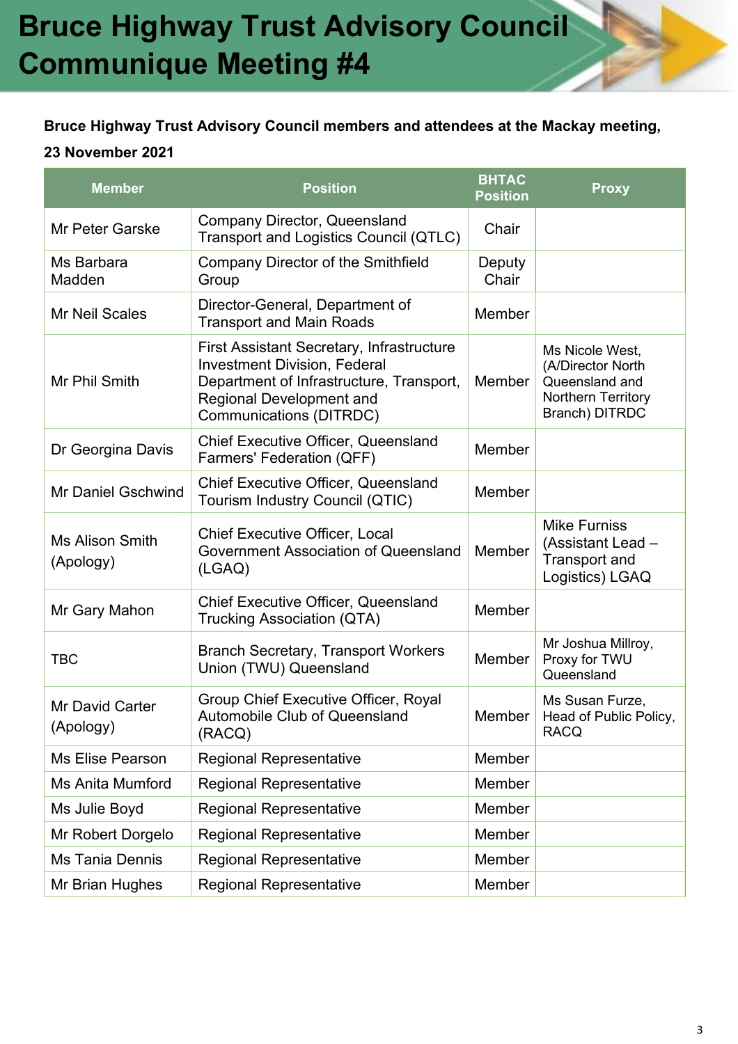# Bruce Highway Trust Advisory Council Communique Meeting #4

**Bruce Highway Trust Advisory Council members and attendees at the Mackay meeting, 23 November 2021**

| Member | Position | BHTAC Position | Proxy |
|---|---|---|---|
| Mr Peter Garske | Company Director, Queensland Transport and Logistics Council (QTLC) | Chair | |
| Ms Barbara Madden | Company Director of the Smithfield Group | Deputy Chair | |
| Mr Neil Scales | Director-General, Department of Transport and Main Roads | Member | |
| Mr Phil Smith | First Assistant Secretary, Infrastructure Investment Division, Federal Department of Infrastructure, Transport, Regional Development and Communications (DITRDC) | Member | Ms Nicole West, (A/Director North Queensland and Northern Territory Branch) DITRDC |
| Dr Georgina Davis | Chief Executive Officer, Queensland Farmers' Federation (QFF) | Member | |
| Mr Daniel Gschwind | Chief Executive Officer, Queensland Tourism Industry Council (QTIC) | Member | |
| Ms Alison Smith (Apology) | Chief Executive Officer, Local Government Association of Queensland (LGAQ) | Member | Mike Furniss (Assistant Lead – Transport and Logistics) LGAQ |
| Mr Gary Mahon | Chief Executive Officer, Queensland Trucking Association (QTA) | Member | |
| TBC | Branch Secretary, Transport Workers Union (TWU) Queensland | Member | Mr Joshua Millroy, Proxy for TWU Queensland |
| Mr David Carter (Apology) | Group Chief Executive Officer, Royal Automobile Club of Queensland (RACQ) | Member | Ms Susan Furze, Head of Public Policy, RACQ |
| Ms Elise Pearson | Regional Representative | Member | |
| Ms Anita Mumford | Regional Representative | Member | |
| Ms Julie Boyd | Regional Representative | Member | |
| Mr Robert Dorgelo | Regional Representative | Member | |
| Ms Tania Dennis | Regional Representative | Member | |
| Mr Brian Hughes | Regional Representative | Member | |